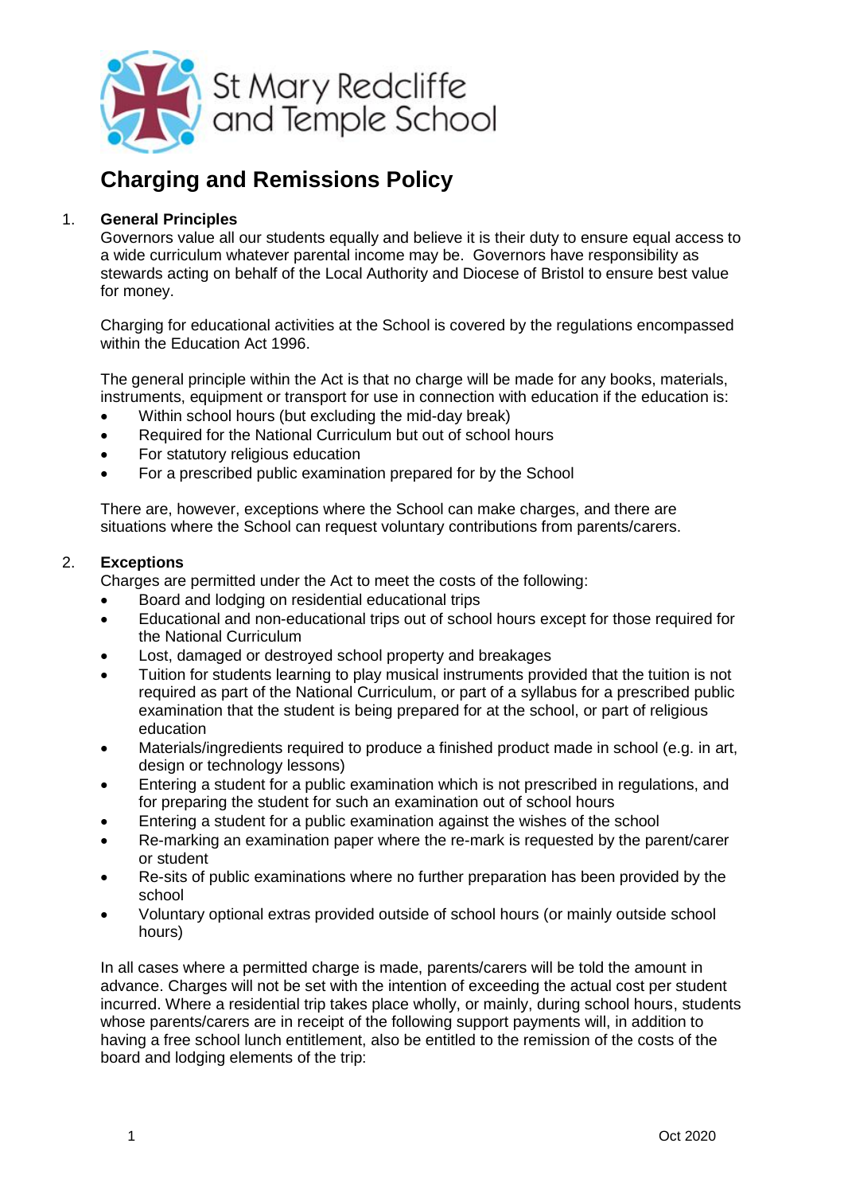St Mary Redcliffe and Temple School

# Charging and Remissions Policy

## 1. General Principles

Governors value all our students equally and believe it is their duty to ensure equal access to a wide curriculum whatever parental income may be. Governors have responsibility as stewards acting on behalf of the Local Authority and Diocese of Bristol to ensure best value for money.

Charging for educational activities at the School is covered by the regulations encompassed within the Education Act 1996.

The general principle within the Act is that no charge will be made for any books, materials, instruments, equipment or transport for use in connection with education if the education is:

- Within school hours (but excluding the mid-day break)
- Required for the National Curriculum but out of school hours
- For statutory religious education
- For a prescribed public examination prepared for by the School

There are, however, exceptions where the School can make charges, and there are situations where the School can request voluntary contributions from parents/carers.

## 2. Exceptions

Charges are permitted under the Act to meet the costs of the following:

- Board and lodging on residential educational trips
- Educational and non-educational trips out of school hours except for those required for the National Curriculum
- Lost, damaged or destroyed school property and breakages
- Tuition for students learning to play musical instruments provided that the tuition is not required as part of the National Curriculum, or part of a syllabus for a prescribed public examination that the student is being prepared for at the school, or part of religious education
- Materials/ingredients required to produce a finished product made in school (e.g. in art, design or technology lessons)
- Entering a student for a public examination which is not prescribed in regulations, and for preparing the student for such an examination out of school hours
- Entering a student for a public examination against the wishes of the school
- Re-marking an examination paper where the re-mark is requested by the parent/carer or student
- Re-sits of public examinations where no further preparation has been provided by the school
- Voluntary optional extras provided outside of school hours (or mainly outside school hours)

In all cases where a permitted charge is made, parents/carers will be told the amount in advance. Charges will not be set with the intention of exceeding the actual cost per student incurred. Where a residential trip takes place wholly, or mainly, during school hours, students whose parents/carers are in receipt of the following support payments will, in addition to having a free school lunch entitlement, also be entitled to the remission of the costs of the board and lodging elements of the trip: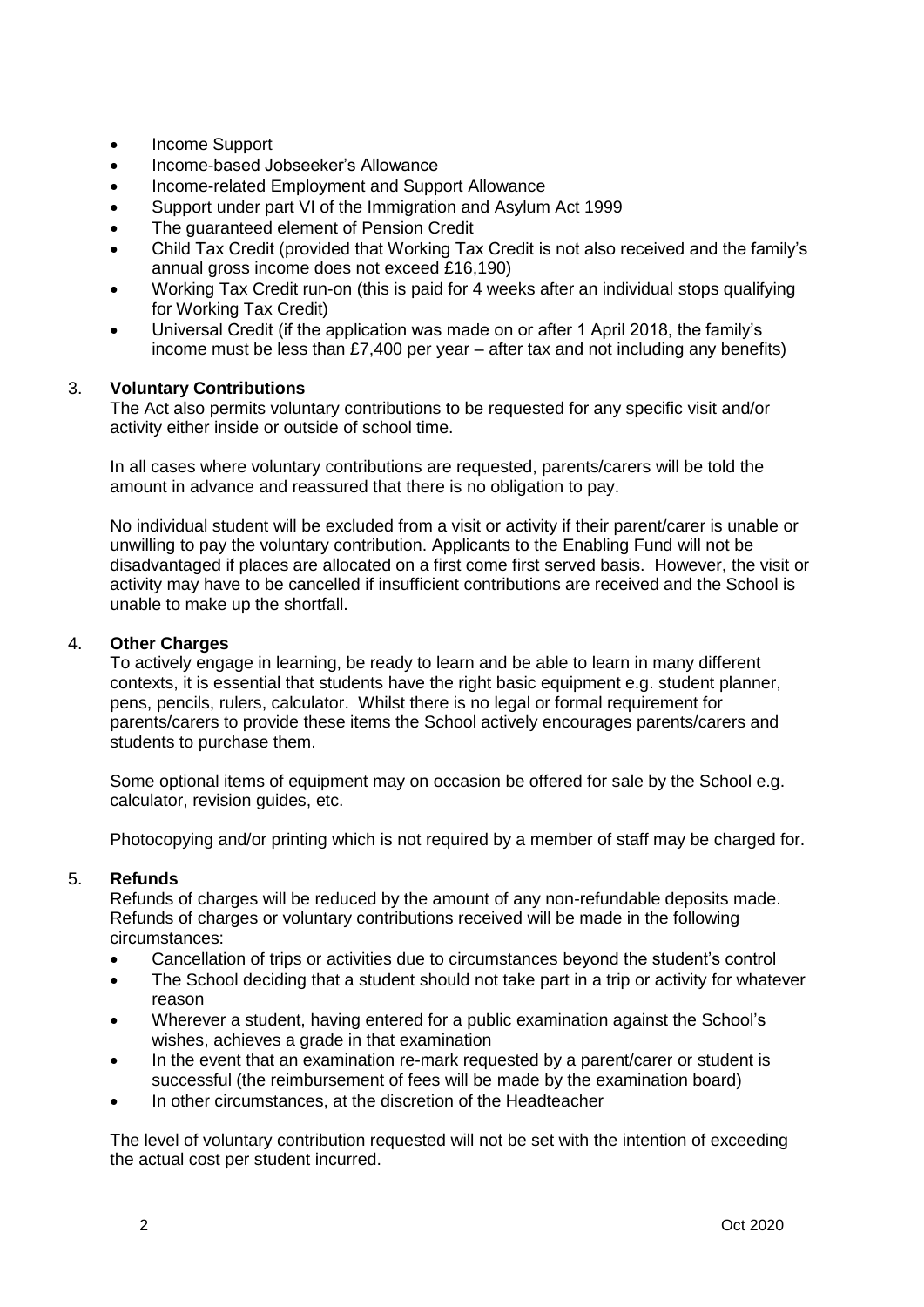- Income Support
- Income-based Jobseeker's Allowance
- Income-related Employment and Support Allowance
- Support under part VI of the Immigration and Asylum Act 1999
- The guaranteed element of Pension Credit
- Child Tax Credit (provided that Working Tax Credit is not also received and the family's annual gross income does not exceed £16,190)
- Working Tax Credit run-on (this is paid for 4 weeks after an individual stops qualifying for Working Tax Credit)
- Universal Credit (if the application was made on or after 1 April 2018, the family's income must be less than £7,400 per year – after tax and not including any benefits)

## 3. Voluntary Contributions

The Act also permits voluntary contributions to be requested for any specific visit and/or activity either inside or outside of school time.

In all cases where voluntary contributions are requested, parents/carers will be told the amount in advance and reassured that there is no obligation to pay.

No individual student will be excluded from a visit or activity if their parent/carer is unable or unwilling to pay the voluntary contribution. Applicants to the Enabling Fund will not be disadvantaged if places are allocated on a first come first served basis. However, the visit or activity may have to be cancelled if insufficient contributions are received and the School is unable to make up the shortfall.

## 4. Other Charges

To actively engage in learning, be ready to learn and be able to learn in many different contexts, it is essential that students have the right basic equipment e.g. student planner, pens, pencils, rulers, calculator. Whilst there is no legal or formal requirement for parents/carers to provide these items the School actively encourages parents/carers and students to purchase them.

Some optional items of equipment may on occasion be offered for sale by the School e.g. calculator, revision guides, etc.

Photocopying and/or printing which is not required by a member of staff may be charged for.

## 5. Refunds

Refunds of charges will be reduced by the amount of any non-refundable deposits made. Refunds of charges or voluntary contributions received will be made in the following circumstances:

- Cancellation of trips or activities due to circumstances beyond the student's control
- The School deciding that a student should not take part in a trip or activity for whatever reason
- Wherever a student, having entered for a public examination against the School's wishes, achieves a grade in that examination
- In the event that an examination re-mark requested by a parent/carer or student is successful (the reimbursement of fees will be made by the examination board)
- In other circumstances, at the discretion of the Headteacher

The level of voluntary contribution requested will not be set with the intention of exceeding the actual cost per student incurred.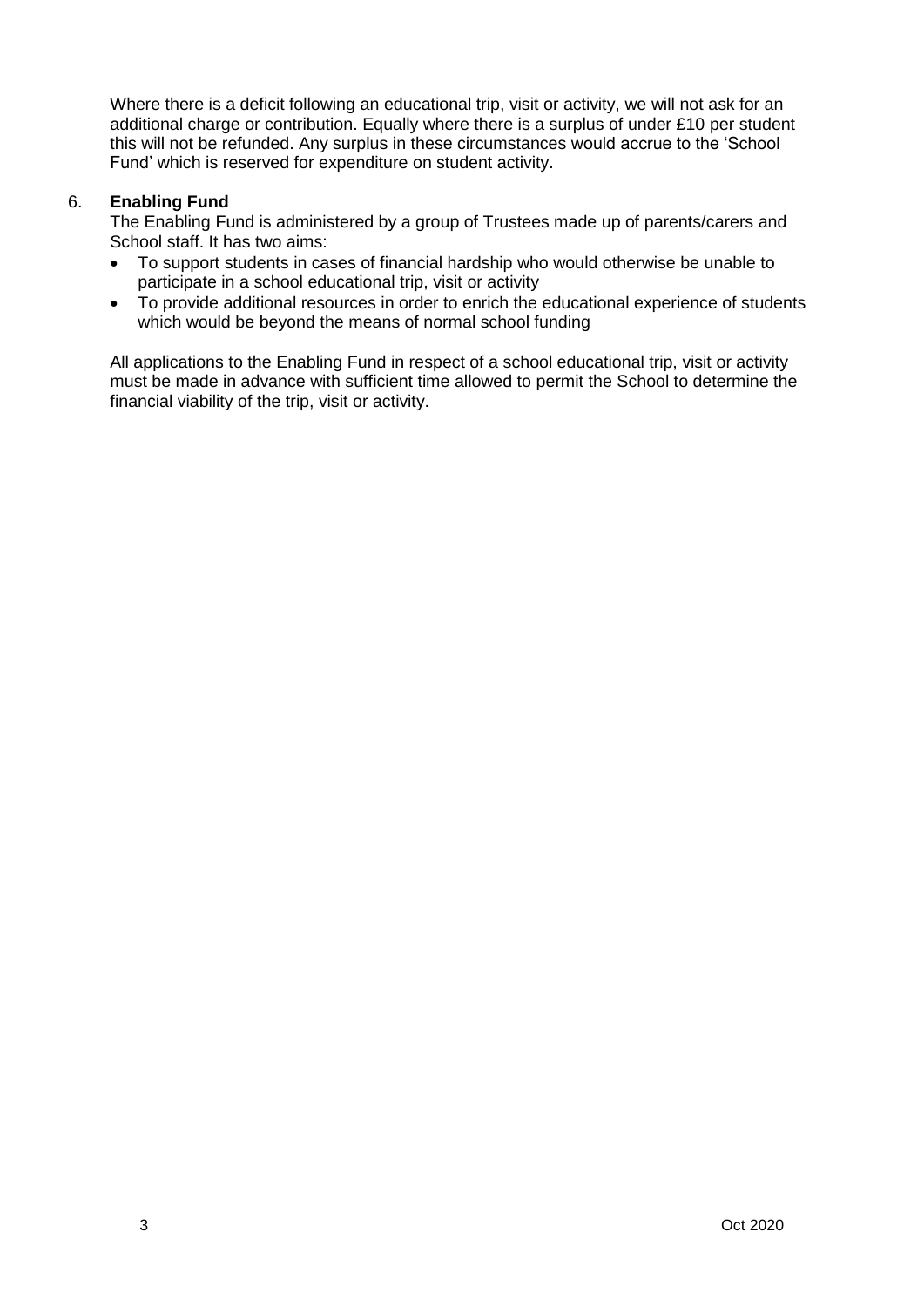Where there is a deficit following an educational trip, visit or activity, we will not ask for an additional charge or contribution. Equally where there is a surplus of under £10 per student this will not be refunded. Any surplus in these circumstances would accrue to the 'School Fund' which is reserved for expenditure on student activity.

## 6. **Enabling Fund**

The Enabling Fund is administered by a group of Trustees made up of parents/carers and School staff. It has two aims:

- To support students in cases of financial hardship who would otherwise be unable to participate in a school educational trip, visit or activity
- To provide additional resources in order to enrich the educational experience of students which would be beyond the means of normal school funding

All applications to the Enabling Fund in respect of a school educational trip, visit or activity must be made in advance with sufficient time allowed to permit the School to determine the financial viability of the trip, visit or activity.